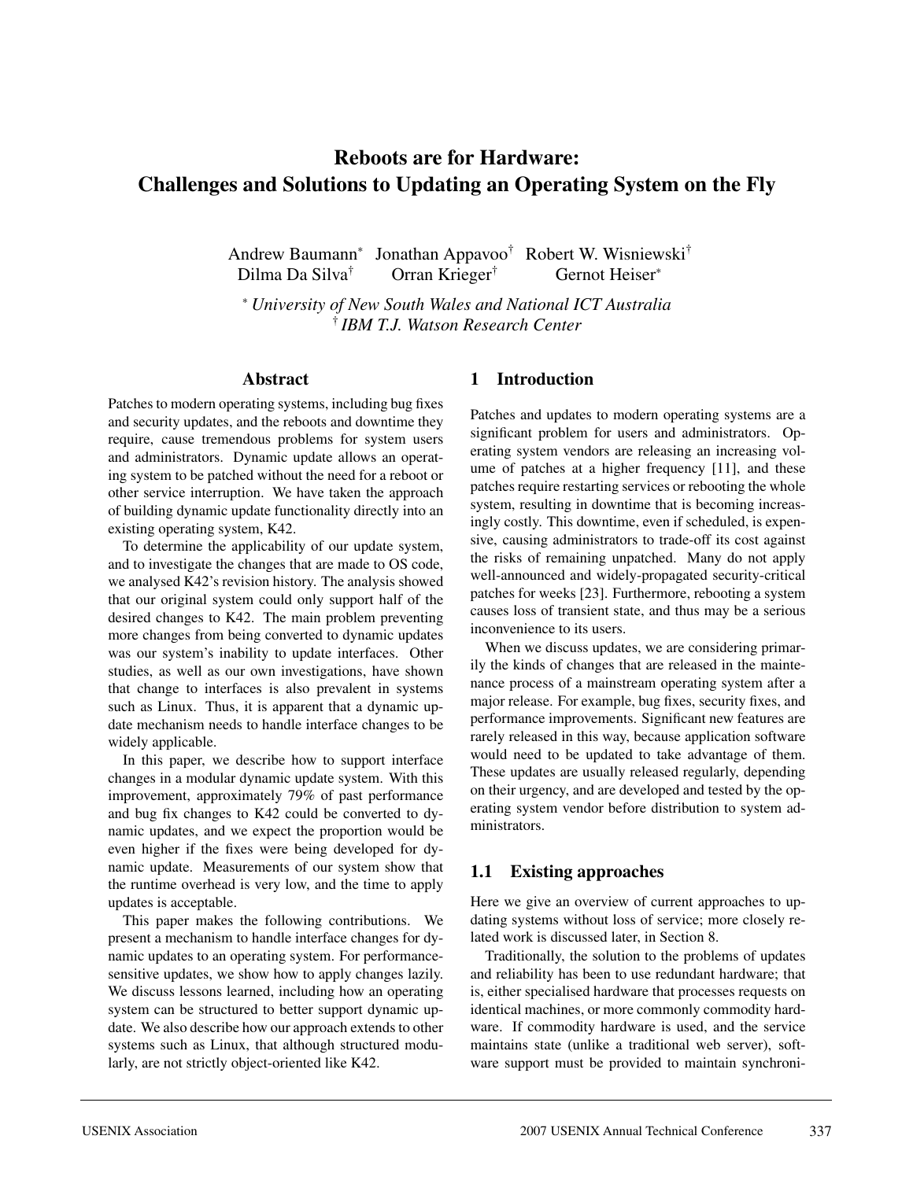# Reboots are for Hardware: Challenges and Solutions to Updating an Operating System on the Fly

Andrew Baumann[*] Jonathan Appavoo[†] Robert W. Wisniewski[†]
Dilma Da Silva[†] Orran Krieger[†] Gernot Heiser[*]

[*] *University of New South Wales and National ICT Australia*
[†] *IBM T.J. Watson Research Center*

## Abstract

Patches to modern operating systems, including bug fixes and security updates, and the reboots and downtime they require, cause tremendous problems for system users and administrators. Dynamic update allows an operating system to be patched without the need for a reboot or other service interruption. We have taken the approach of building dynamic update functionality directly into an existing operating system, K42.

To determine the applicability of our update system, and to investigate the changes that are made to OS code, we analysed K42's revision history. The analysis showed that our original system could only support half of the desired changes to K42. The main problem preventing more changes from being converted to dynamic updates was our system's inability to update interfaces. Other studies, as well as our own investigations, have shown that change to interfaces is also prevalent in systems such as Linux. Thus, it is apparent that a dynamic update mechanism needs to handle interface changes to be widely applicable.

In this paper, we describe how to support interface changes in a modular dynamic update system. With this improvement, approximately 79% of past performance and bug fix changes to K42 could be converted to dynamic updates, and we expect the proportion would be even higher if the fixes were being developed for dynamic update. Measurements of our system show that the runtime overhead is very low, and the time to apply updates is acceptable.

This paper makes the following contributions. We present a mechanism to handle interface changes for dynamic updates to an operating system. For performance-sensitive updates, we show how to apply changes lazily. We discuss lessons learned, including how an operating system can be structured to better support dynamic update. We also describe how our approach extends to other systems such as Linux, that although structured modularly, are not strictly object-oriented like K42.

## 1 Introduction

Patches and updates to modern operating systems are a significant problem for users and administrators. Operating system vendors are releasing an increasing volume of patches at a higher frequency [11], and these patches require restarting services or rebooting the whole system, resulting in downtime that is becoming increasingly costly. This downtime, even if scheduled, is expensive, causing administrators to trade-off its cost against the risks of remaining unpatched. Many do not apply well-announced and widely-propagated security-critical patches for weeks [23]. Furthermore, rebooting a system causes loss of transient state, and thus may be a serious inconvenience to its users.

When we discuss updates, we are considering primarily the kinds of changes that are released in the maintenance process of a mainstream operating system after a major release. For example, bug fixes, security fixes, and performance improvements. Significant new features are rarely released in this way, because application software would need to be updated to take advantage of them. These updates are usually released regularly, depending on their urgency, and are developed and tested by the operating system vendor before distribution to system administrators.

### 1.1 Existing approaches

Here we give an overview of current approaches to updating systems without loss of service; more closely related work is discussed later, in Section 8.

Traditionally, the solution to the problems of updates and reliability has been to use redundant hardware; that is, either specialised hardware that processes requests on identical machines, or more commonly commodity hardware. If commodity hardware is used, and the service maintains state (unlike a traditional web server), software support must be provided to maintain synchroni-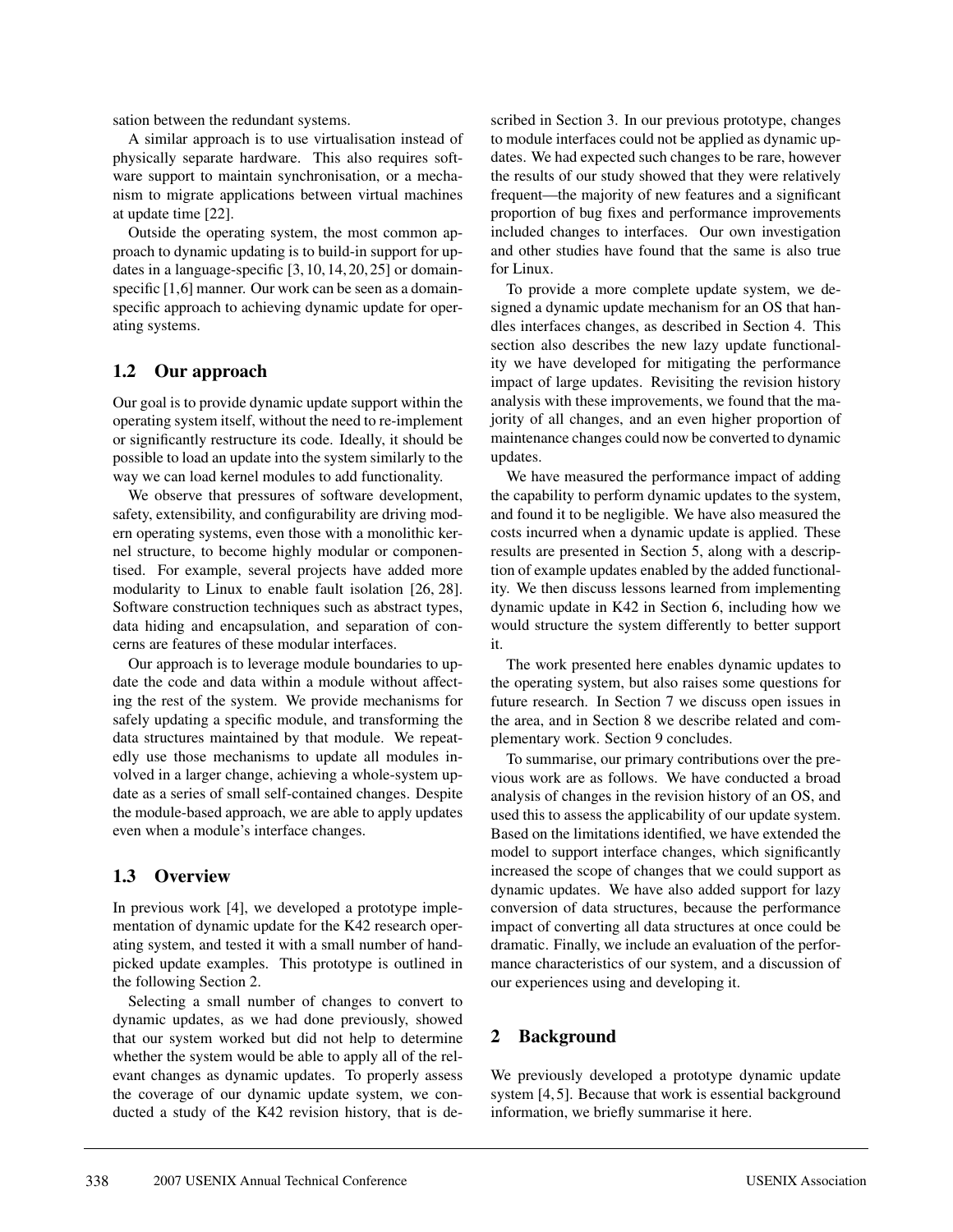sation between the redundant systems.

A similar approach is to use virtualisation instead of physically separate hardware. This also requires software support to maintain synchronisation, or a mechanism to migrate applications between virtual machines at update time [22].

Outside the operating system, the most common approach to dynamic updating is to build-in support for updates in a language-specific [3, 10, 14, 20, 25] or domain-specific [1,6] manner. Our work can be seen as a domain-specific approach to achieving dynamic update for operating systems.

## 1.2 Our approach

Our goal is to provide dynamic update support within the operating system itself, without the need to re-implement or significantly restructure its code. Ideally, it should be possible to load an update into the system similarly to the way we can load kernel modules to add functionality.

We observe that pressures of software development, safety, extensibility, and configurability are driving modern operating systems, even those with a monolithic kernel structure, to become highly modular or componentised. For example, several projects have added more modularity to Linux to enable fault isolation [26, 28]. Software construction techniques such as abstract types, data hiding and encapsulation, and separation of concerns are features of these modular interfaces.

Our approach is to leverage module boundaries to update the code and data within a module without affecting the rest of the system. We provide mechanisms for safely updating a specific module, and transforming the data structures maintained by that module. We repeatedly use those mechanisms to update all modules involved in a larger change, achieving a whole-system update as a series of small self-contained changes. Despite the module-based approach, we are able to apply updates even when a module's interface changes.

## 1.3 Overview

In previous work [4], we developed a prototype implementation of dynamic update for the K42 research operating system, and tested it with a small number of hand-picked update examples. This prototype is outlined in the following Section 2.

Selecting a small number of changes to convert to dynamic updates, as we had done previously, showed that our system worked but did not help to determine whether the system would be able to apply all of the relevant changes as dynamic updates. To properly assess the coverage of our dynamic update system, we conducted a study of the K42 revision history, that is described in Section 3. In our previous prototype, changes to module interfaces could not be applied as dynamic updates. We had expected such changes to be rare, however the results of our study showed that they were relatively frequent—the majority of new features and a significant proportion of bug fixes and performance improvements included changes to interfaces. Our own investigation and other studies have found that the same is also true for Linux.

To provide a more complete update system, we designed a dynamic update mechanism for an OS that handles interfaces changes, as described in Section 4. This section also describes the new lazy update functionality we have developed for mitigating the performance impact of large updates. Revisiting the revision history analysis with these improvements, we found that the majority of all changes, and an even higher proportion of maintenance changes could now be converted to dynamic updates.

We have measured the performance impact of adding the capability to perform dynamic updates to the system, and found it to be negligible. We have also measured the costs incurred when a dynamic update is applied. These results are presented in Section 5, along with a description of example updates enabled by the added functionality. We then discuss lessons learned from implementing dynamic update in K42 in Section 6, including how we would structure the system differently to better support it.

The work presented here enables dynamic updates to the operating system, but also raises some questions for future research. In Section 7 we discuss open issues in the area, and in Section 8 we describe related and complementary work. Section 9 concludes.

To summarise, our primary contributions over the previous work are as follows. We have conducted a broad analysis of changes in the revision history of an OS, and used this to assess the applicability of our update system. Based on the limitations identified, we have extended the model to support interface changes, which significantly increased the scope of changes that we could support as dynamic updates. We have also added support for lazy conversion of data structures, because the performance impact of converting all data structures at once could be dramatic. Finally, we include an evaluation of the performance characteristics of our system, and a discussion of our experiences using and developing it.

# 2 Background

We previously developed a prototype dynamic update system [4, 5]. Because that work is essential background information, we briefly summarise it here.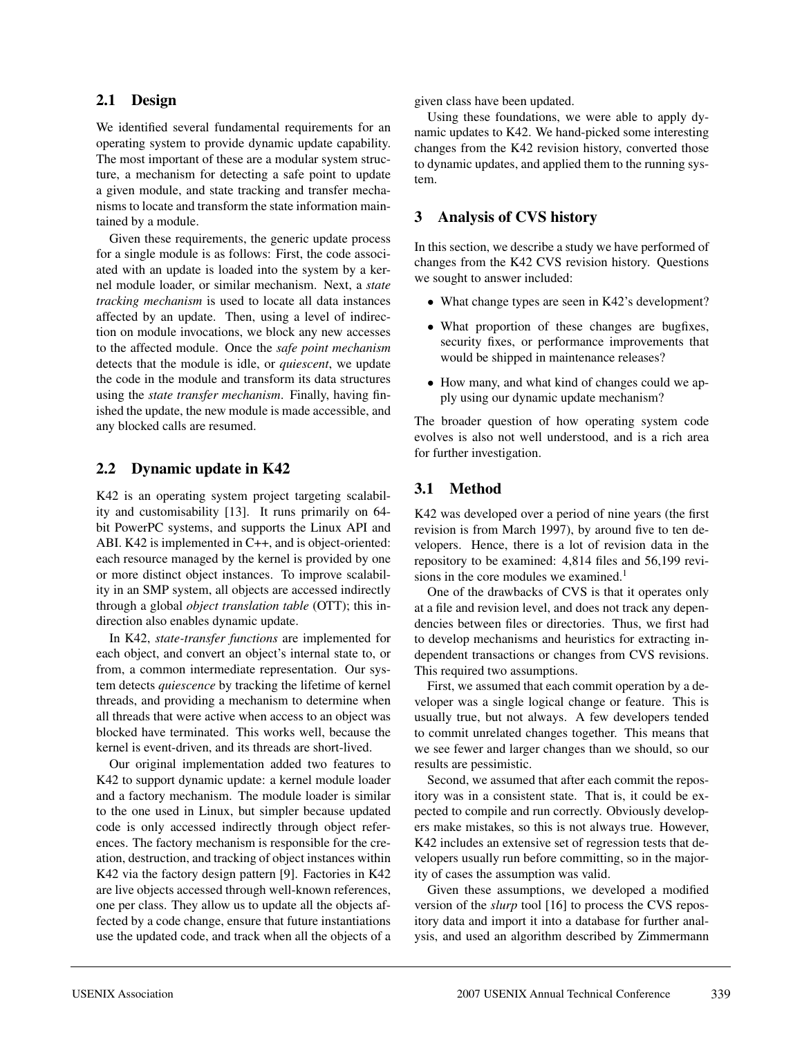## 2.1 Design

We identified several fundamental requirements for an operating system to provide dynamic update capability. The most important of these are a modular system structure, a mechanism for detecting a safe point to update a given module, and state tracking and transfer mechanisms to locate and transform the state information maintained by a module.

Given these requirements, the generic update process for a single module is as follows: First, the code associated with an update is loaded into the system by a kernel module loader, or similar mechanism. Next, a *state tracking mechanism* is used to locate all data instances affected by an update. Then, using a level of indirection on module invocations, we block any new accesses to the affected module. Once the *safe point mechanism* detects that the module is idle, or *quiescent*, we update the code in the module and transform its data structures using the *state transfer mechanism*. Finally, having finished the update, the new module is made accessible, and any blocked calls are resumed.

## 2.2 Dynamic update in K42

K42 is an operating system project targeting scalability and customisability [13]. It runs primarily on 64-bit PowerPC systems, and supports the Linux API and ABI. K42 is implemented in C++, and is object-oriented: each resource managed by the kernel is provided by one or more distinct object instances. To improve scalability in an SMP system, all objects are accessed indirectly through a global *object translation table* (OTT); this indirection also enables dynamic update.

In K42, *state-transfer functions* are implemented for each object, and convert an object's internal state to, or from, a common intermediate representation. Our system detects *quiescence* by tracking the lifetime of kernel threads, and providing a mechanism to determine when all threads that were active when access to an object was blocked have terminated. This works well, because the kernel is event-driven, and its threads are short-lived.

Our original implementation added two features to K42 to support dynamic update: a kernel module loader and a factory mechanism. The module loader is similar to the one used in Linux, but simpler because updated code is only accessed indirectly through object references. The factory mechanism is responsible for the creation, destruction, and tracking of object instances within K42 via the factory design pattern [9]. Factories in K42 are live objects accessed through well-known references, one per class. They allow us to update all the objects affected by a code change, ensure that future instantiations use the updated code, and track when all the objects of a given class have been updated.

Using these foundations, we were able to apply dynamic updates to K42. We hand-picked some interesting changes from the K42 revision history, converted those to dynamic updates, and applied them to the running system.

# 3 Analysis of CVS history

In this section, we describe a study we have performed of changes from the K42 CVS revision history. Questions we sought to answer included:

- What change types are seen in K42's development?
- What proportion of these changes are bugfixes, security fixes, or performance improvements that would be shipped in maintenance releases?
- How many, and what kind of changes could we apply using our dynamic update mechanism?

The broader question of how operating system code evolves is also not well understood, and is a rich area for further investigation.

## 3.1 Method

K42 was developed over a period of nine years (the first revision is from March 1997), by around five to ten developers. Hence, there is a lot of revision data in the repository to be examined: 4,814 files and 56,199 revisions in the core modules we examined.[1]

One of the drawbacks of CVS is that it operates only at a file and revision level, and does not track any dependencies between files or directories. Thus, we first had to develop mechanisms and heuristics for extracting independent transactions or changes from CVS revisions. This required two assumptions.

First, we assumed that each commit operation by a developer was a single logical change or feature. This is usually true, but not always. A few developers tended to commit unrelated changes together. This means that we see fewer and larger changes than we should, so our results are pessimistic.

Second, we assumed that after each commit the repository was in a consistent state. That is, it could be expected to compile and run correctly. Obviously developers make mistakes, so this is not always true. However, K42 includes an extensive set of regression tests that developers usually run before committing, so in the majority of cases the assumption was valid.

Given these assumptions, we developed a modified version of the *slurp* tool [16] to process the CVS repository data and import it into a database for further analysis, and used an algorithm described by Zimmermann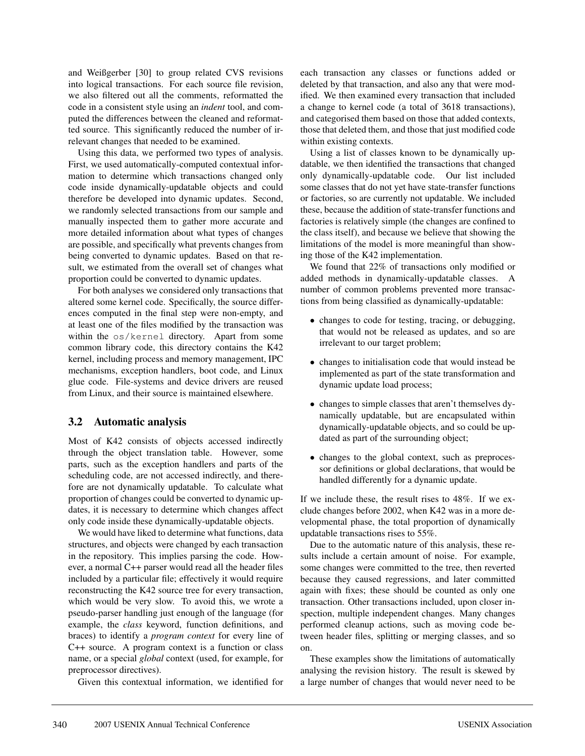and Weißgerber [30] to group related CVS revisions into logical transactions. For each source file revision, we also filtered out all the comments, reformatted the code in a consistent style using an *indent* tool, and computed the differences between the cleaned and reformatted source. This significantly reduced the number of irrelevant changes that needed to be examined.

Using this data, we performed two types of analysis. First, we used automatically-computed contextual information to determine which transactions changed only code inside dynamically-updatable objects and could therefore be developed into dynamic updates. Second, we randomly selected transactions from our sample and manually inspected them to gather more accurate and more detailed information about what types of changes are possible, and specifically what prevents changes from being converted to dynamic updates. Based on that result, we estimated from the overall set of changes what proportion could be converted to dynamic updates.

For both analyses we considered only transactions that altered some kernel code. Specifically, the source differences computed in the final step were non-empty, and at least one of the files modified by the transaction was within the `os/kernel` directory. Apart from some common library code, this directory contains the K42 kernel, including process and memory management, IPC mechanisms, exception handlers, boot code, and Linux glue code. File-systems and device drivers are reused from Linux, and their source is maintained elsewhere.

### 3.2 Automatic analysis

Most of K42 consists of objects accessed indirectly through the object translation table. However, some parts, such as the exception handlers and parts of the scheduling code, are not accessed indirectly, and therefore are not dynamically updatable. To calculate what proportion of changes could be converted to dynamic updates, it is necessary to determine which changes affect only code inside these dynamically-updatable objects.

We would have liked to determine what functions, data structures, and objects were changed by each transaction in the repository. This implies parsing the code. However, a normal C++ parser would read all the header files included by a particular file; effectively it would require reconstructing the K42 source tree for every transaction, which would be very slow. To avoid this, we wrote a pseudo-parser handling just enough of the language (for example, the *class* keyword, function definitions, and braces) to identify a *program context* for every line of C++ source. A program context is a function or class name, or a special *global* context (used, for example, for preprocessor directives).

Given this contextual information, we identified for each transaction any classes or functions added or deleted by that transaction, and also any that were modified. We then examined every transaction that included a change to kernel code (a total of 3618 transactions), and categorised them based on those that added contexts, those that deleted them, and those that just modified code within existing contexts.

Using a list of classes known to be dynamically updatable, we then identified the transactions that changed only dynamically-updatable code. Our list included some classes that do not yet have state-transfer functions or factories, so are currently not updatable. We included these, because the addition of state-transfer functions and factories is relatively simple (the changes are confined to the class itself), and because we believe that showing the limitations of the model is more meaningful than showing those of the K42 implementation.

We found that 22% of transactions only modified or added methods in dynamically-updatable classes. A number of common problems prevented more transactions from being classified as dynamically-updatable:

- changes to code for testing, tracing, or debugging, that would not be released as updates, and so are irrelevant to our target problem;
- changes to initialisation code that would instead be implemented as part of the state transformation and dynamic update load process;
- changes to simple classes that aren't themselves dynamically updatable, but are encapsulated within dynamically-updatable objects, and so could be updated as part of the surrounding object;
- changes to the global context, such as preprocessor definitions or global declarations, that would be handled differently for a dynamic update.

If we include these, the result rises to 48%. If we exclude changes before 2002, when K42 was in a more developmental phase, the total proportion of dynamically updatable transactions rises to 55%.

Due to the automatic nature of this analysis, these results include a certain amount of noise. For example, some changes were committed to the tree, then reverted because they caused regressions, and later committed again with fixes; these should be counted as only one transaction. Other transactions included, upon closer inspection, multiple independent changes. Many changes performed cleanup actions, such as moving code between header files, splitting or merging classes, and so on.

These examples show the limitations of automatically analysing the revision history. The result is skewed by a large number of changes that would never need to be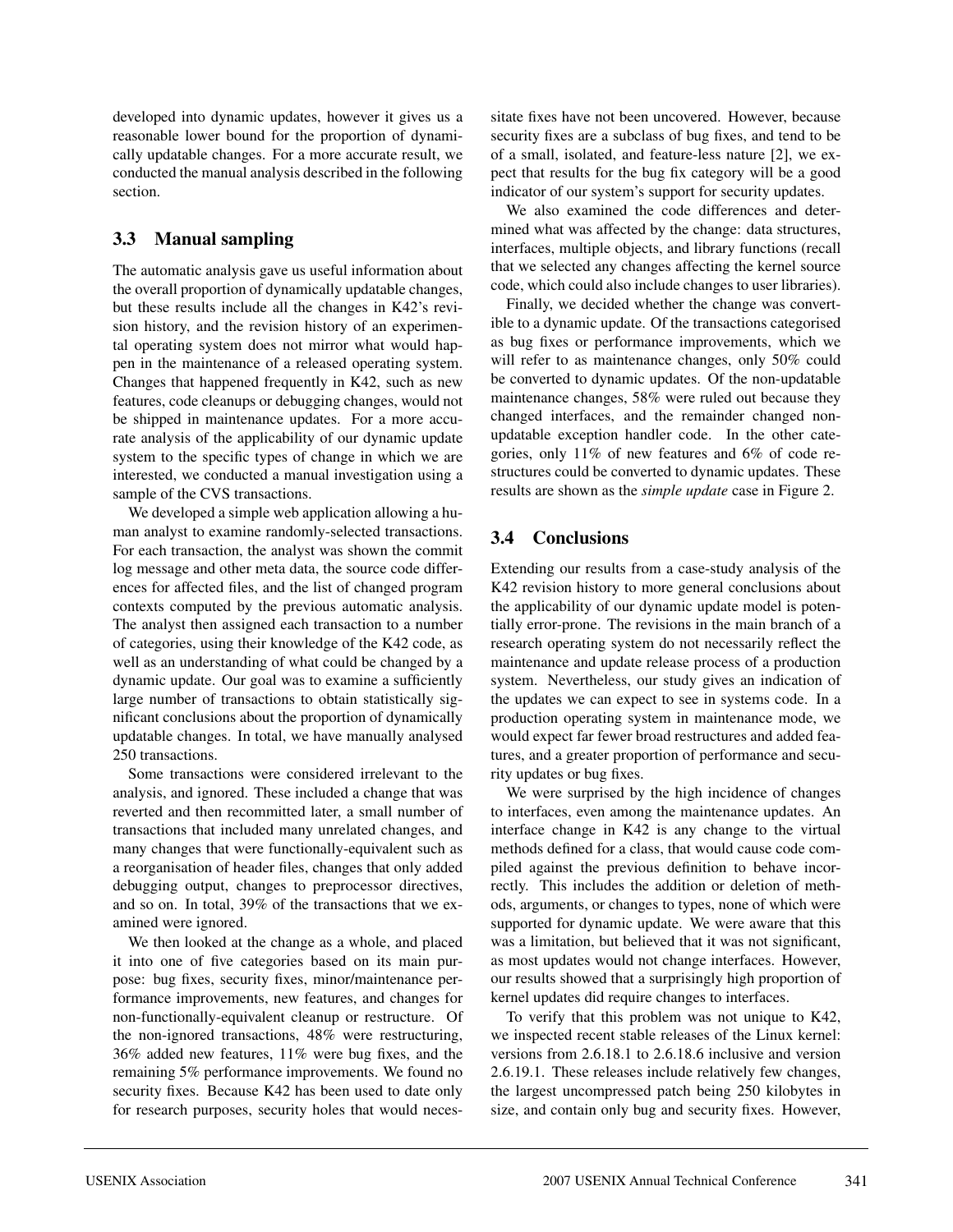developed into dynamic updates, however it gives us a reasonable lower bound for the proportion of dynamically updatable changes. For a more accurate result, we conducted the manual analysis described in the following section.

### 3.3 Manual sampling

The automatic analysis gave us useful information about the overall proportion of dynamically updatable changes, but these results include all the changes in K42's revision history, and the revision history of an experimental operating system does not mirror what would happen in the maintenance of a released operating system. Changes that happened frequently in K42, such as new features, code cleanups or debugging changes, would not be shipped in maintenance updates. For a more accurate analysis of the applicability of our dynamic update system to the specific types of change in which we are interested, we conducted a manual investigation using a sample of the CVS transactions.

We developed a simple web application allowing a human analyst to examine randomly-selected transactions. For each transaction, the analyst was shown the commit log message and other meta data, the source code differences for affected files, and the list of changed program contexts computed by the previous automatic analysis. The analyst then assigned each transaction to a number of categories, using their knowledge of the K42 code, as well as an understanding of what could be changed by a dynamic update. Our goal was to examine a sufficiently large number of transactions to obtain statistically significant conclusions about the proportion of dynamically updatable changes. In total, we have manually analysed 250 transactions.

Some transactions were considered irrelevant to the analysis, and ignored. These included a change that was reverted and then recommitted later, a small number of transactions that included many unrelated changes, and many changes that were functionally-equivalent such as a reorganisation of header files, changes that only added debugging output, changes to preprocessor directives, and so on. In total, 39% of the transactions that we examined were ignored.

We then looked at the change as a whole, and placed it into one of five categories based on its main purpose: bug fixes, security fixes, minor/maintenance performance improvements, new features, and changes for non-functionally-equivalent cleanup or restructure. Of the non-ignored transactions, 48% were restructuring, 36% added new features, 11% were bug fixes, and the remaining 5% performance improvements. We found no security fixes. Because K42 has been used to date only for research purposes, security holes that would necessitate fixes have not been uncovered. However, because security fixes are a subclass of bug fixes, and tend to be of a small, isolated, and feature-less nature [2], we expect that results for the bug fix category will be a good indicator of our system's support for security updates.

We also examined the code differences and determined what was affected by the change: data structures, interfaces, multiple objects, and library functions (recall that we selected any changes affecting the kernel source code, which could also include changes to user libraries).

Finally, we decided whether the change was convertible to a dynamic update. Of the transactions categorised as bug fixes or performance improvements, which we will refer to as maintenance changes, only 50% could be converted to dynamic updates. Of the non-updatable maintenance changes, 58% were ruled out because they changed interfaces, and the remainder changed non-updatable exception handler code. In the other categories, only 11% of new features and 6% of code restructures could be converted to dynamic updates. These results are shown as the *simple update* case in Figure 2.

### 3.4 Conclusions

Extending our results from a case-study analysis of the K42 revision history to more general conclusions about the applicability of our dynamic update model is potentially error-prone. The revisions in the main branch of a research operating system do not necessarily reflect the maintenance and update release process of a production system. Nevertheless, our study gives an indication of the updates we can expect to see in systems code. In a production operating system in maintenance mode, we would expect far fewer broad restructures and added features, and a greater proportion of performance and security updates or bug fixes.

We were surprised by the high incidence of changes to interfaces, even among the maintenance updates. An interface change in K42 is any change to the virtual methods defined for a class, that would cause code compiled against the previous definition to behave incorrectly. This includes the addition or deletion of methods, arguments, or changes to types, none of which were supported for dynamic update. We were aware that this was a limitation, but believed that it was not significant, as most updates would not change interfaces. However, our results showed that a surprisingly high proportion of kernel updates did require changes to interfaces.

To verify that this problem was not unique to K42, we inspected recent stable releases of the Linux kernel: versions from 2.6.18.1 to 2.6.18.6 inclusive and version 2.6.19.1. These releases include relatively few changes, the largest uncompressed patch being 250 kilobytes in size, and contain only bug and security fixes. However,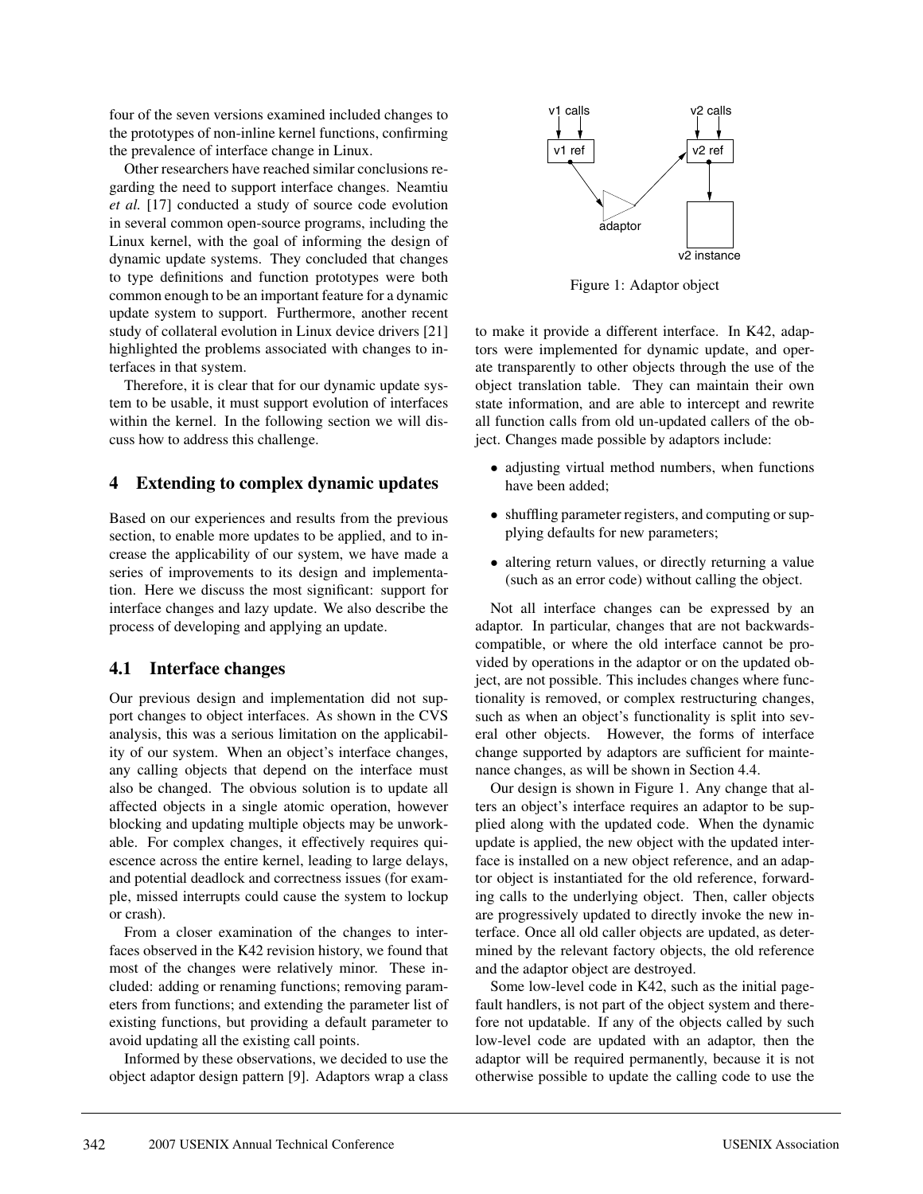four of the seven versions examined included changes to the prototypes of non-inline kernel functions, confirming the prevalence of interface change in Linux.

Other researchers have reached similar conclusions regarding the need to support interface changes. Neamtiu *et al.* [17] conducted a study of source code evolution in several common open-source programs, including the Linux kernel, with the goal of informing the design of dynamic update systems. They concluded that changes to type definitions and function prototypes were both common enough to be an important feature for a dynamic update system to support. Furthermore, another recent study of collateral evolution in Linux device drivers [21] highlighted the problems associated with changes to interfaces in that system.

Therefore, it is clear that for our dynamic update system to be usable, it must support evolution of interfaces within the kernel. In the following section we will discuss how to address this challenge.

## 4 Extending to complex dynamic updates

Based on our experiences and results from the previous section, to enable more updates to be applied, and to increase the applicability of our system, we have made a series of improvements to its design and implementation. Here we discuss the most significant: support for interface changes and lazy update. We also describe the process of developing and applying an update.

### 4.1 Interface changes

Our previous design and implementation did not support changes to object interfaces. As shown in the CVS analysis, this was a serious limitation on the applicability of our system. When an object's interface changes, any calling objects that depend on the interface must also be changed. The obvious solution is to update all affected objects in a single atomic operation, however blocking and updating multiple objects may be unworkable. For complex changes, it effectively requires quiescence across the entire kernel, leading to large delays, and potential deadlock and correctness issues (for example, missed interrupts could cause the system to lockup or crash).

From a closer examination of the changes to interfaces observed in the K42 revision history, we found that most of the changes were relatively minor. These included: adding or renaming functions; removing parameters from functions; and extending the parameter list of existing functions, but providing a default parameter to avoid updating all the existing call points.

Informed by these observations, we decided to use the object adaptor design pattern [9]. Adaptors wrap a class to make it provide a different interface. In K42, adaptors were implemented for dynamic update, and operate transparently to other objects through the use of the object translation table. They can maintain their own state information, and are able to intercept and rewrite all function calls from old un-updated callers of the object. Changes made possible by adaptors include:

- adjusting virtual method numbers, when functions have been added;
- shuffling parameter registers, and computing or supplying defaults for new parameters;
- altering return values, or directly returning a value (such as an error code) without calling the object.

Not all interface changes can be expressed by an adaptor. In particular, changes that are not backwards-compatible, or where the old interface cannot be provided by operations in the adaptor or on the updated object, are not possible. This includes changes where functionality is removed, or complex restructuring changes, such as when an object's functionality is split into several other objects. However, the forms of interface change supported by adaptors are sufficient for maintenance changes, as will be shown in Section 4.4.

Figure 1: Adaptor object

Our design is shown in Figure 1. Any change that alters an object's interface requires an adaptor to be supplied along with the updated code. When the dynamic update is applied, the new object with the updated interface is installed on a new object reference, and an adaptor object is instantiated for the old reference, forwarding calls to the underlying object. Then, caller objects are progressively updated to directly invoke the new interface. Once all old caller objects are updated, as determined by the relevant factory objects, the old reference and the adaptor object are destroyed.

Some low-level code in K42, such as the initial page-fault handlers, is not part of the object system and therefore not updatable. If any of the objects called by such low-level code are updated with an adaptor, then the adaptor will be required permanently, because it is not otherwise possible to update the calling code to use the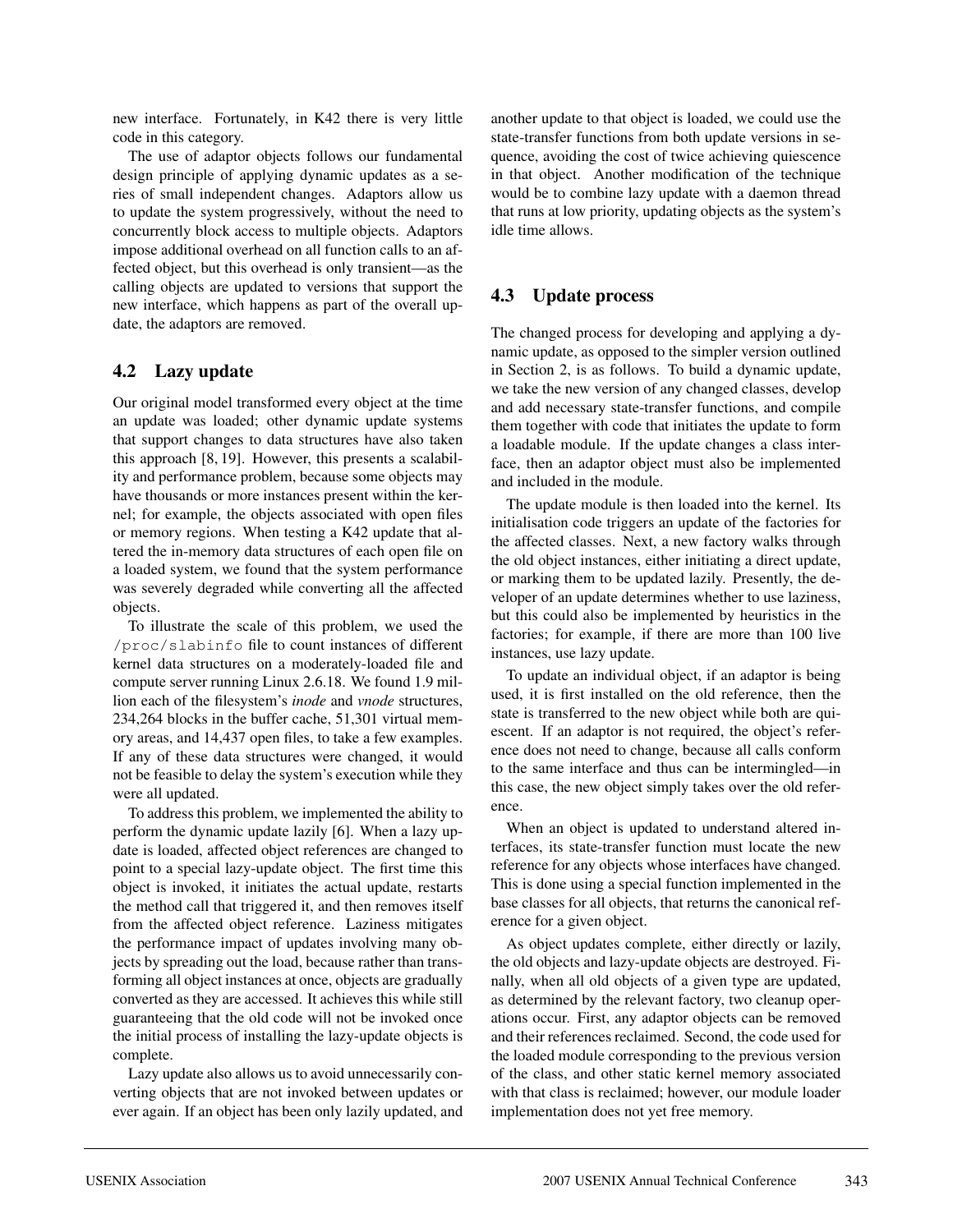new interface. Fortunately, in K42 there is very little code in this category.

The use of adaptor objects follows our fundamental design principle of applying dynamic updates as a series of small independent changes. Adaptors allow us to update the system progressively, without the need to concurrently block access to multiple objects. Adaptors impose additional overhead on all function calls to an affected object, but this overhead is only transient—as the calling objects are updated to versions that support the new interface, which happens as part of the overall update, the adaptors are removed.

## 4.2 Lazy update

Our original model transformed every object at the time an update was loaded; other dynamic update systems that support changes to data structures have also taken this approach [8, 19]. However, this presents a scalability and performance problem, because some objects may have thousands or more instances present within the kernel; for example, the objects associated with open files or memory regions. When testing a K42 update that altered the in-memory data structures of each open file on a loaded system, we found that the system performance was severely degraded while converting all the affected objects.

To illustrate the scale of this problem, we used the `/proc/slabinfo` file to count instances of different kernel data structures on a moderately-loaded file and compute server running Linux 2.6.18. We found 1.9 million each of the filesystem's *inode* and *vnode* structures, 234,264 blocks in the buffer cache, 51,301 virtual memory areas, and 14,437 open files, to take a few examples. If any of these data structures were changed, it would not be feasible to delay the system's execution while they were all updated.

To address this problem, we implemented the ability to perform the dynamic update lazily [6]. When a lazy update is loaded, affected object references are changed to point to a special lazy-update object. The first time this object is invoked, it initiates the actual update, restarts the method call that triggered it, and then removes itself from the affected object reference. Laziness mitigates the performance impact of updates involving many objects by spreading out the load, because rather than transforming all object instances at once, objects are gradually converted as they are accessed. It achieves this while still guaranteeing that the old code will not be invoked once the initial process of installing the lazy-update objects is complete.

Lazy update also allows us to avoid unnecessarily converting objects that are not invoked between updates or ever again. If an object has been only lazily updated, and another update to that object is loaded, we could use the state-transfer functions from both update versions in sequence, avoiding the cost of twice achieving quiescence in that object. Another modification of the technique would be to combine lazy update with a daemon thread that runs at low priority, updating objects as the system's idle time allows.

## 4.3 Update process

The changed process for developing and applying a dynamic update, as opposed to the simpler version outlined in Section 2, is as follows. To build a dynamic update, we take the new version of any changed classes, develop and add necessary state-transfer functions, and compile them together with code that initiates the update to form a loadable module. If the update changes a class interface, then an adaptor object must also be implemented and included in the module.

The update module is then loaded into the kernel. Its initialisation code triggers an update of the factories for the affected classes. Next, a new factory walks through the old object instances, either initiating a direct update, or marking them to be updated lazily. Presently, the developer of an update determines whether to use laziness, but this could also be implemented by heuristics in the factories; for example, if there are more than 100 live instances, use lazy update.

To update an individual object, if an adaptor is being used, it is first installed on the old reference, then the state is transferred to the new object while both are quiescent. If an adaptor is not required, the object's reference does not need to change, because all calls conform to the same interface and thus can be intermingled—in this case, the new object simply takes over the old reference.

When an object is updated to understand altered interfaces, its state-transfer function must locate the new reference for any objects whose interfaces have changed. This is done using a special function implemented in the base classes for all objects, that returns the canonical reference for a given object.

As object updates complete, either directly or lazily, the old objects and lazy-update objects are destroyed. Finally, when all old objects of a given type are updated, as determined by the relevant factory, two cleanup operations occur. First, any adaptor objects can be removed and their references reclaimed. Second, the code used for the loaded module corresponding to the previous version of the class, and other static kernel memory associated with that class is reclaimed; however, our module loader implementation does not yet free memory.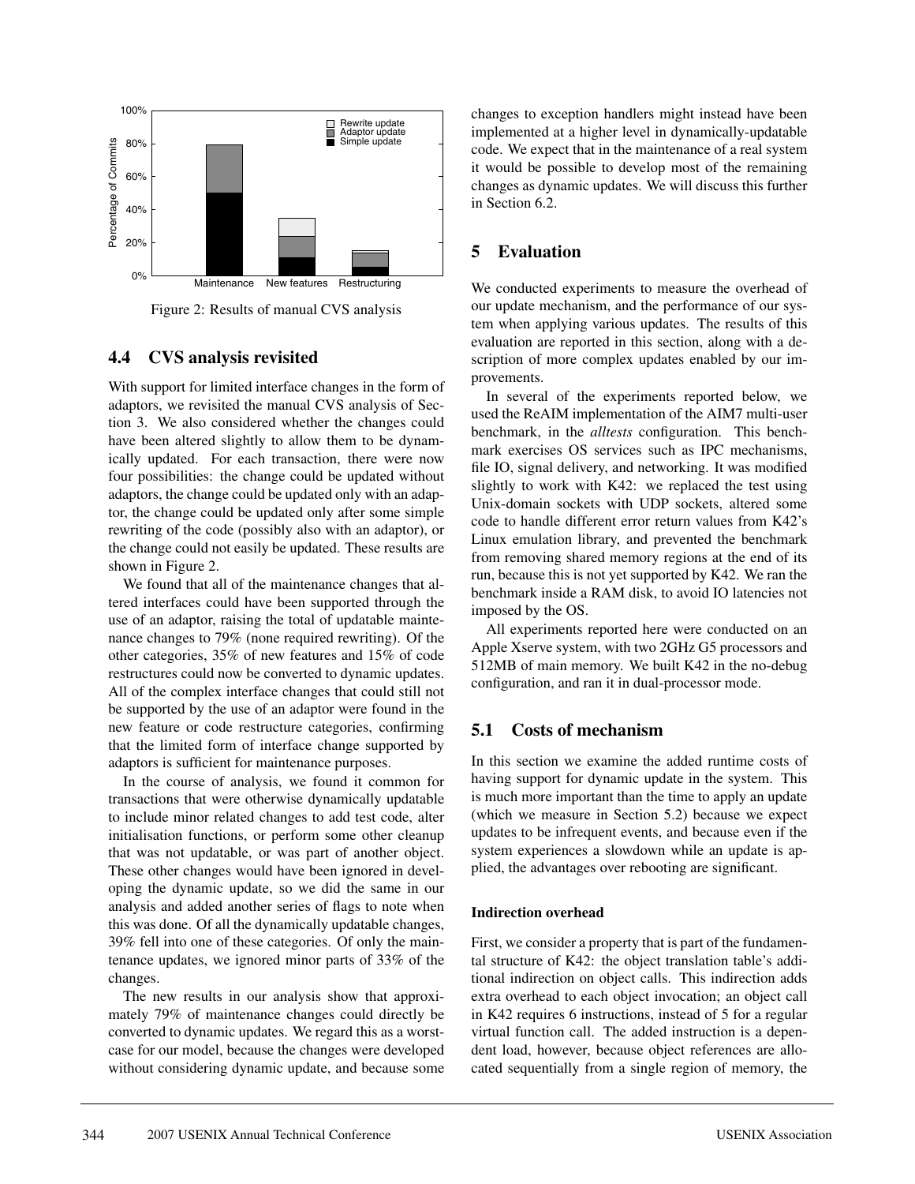Figure 2: Results of manual CVS analysis

## 4.4 CVS analysis revisited

With support for limited interface changes in the form of adaptors, we revisited the manual CVS analysis of Section 3. We also considered whether the changes could have been altered slightly to allow them to be dynamically updated. For each transaction, there were now four possibilities: the change could be updated without adaptors, the change could be updated only with an adaptor, the change could be updated only after some simple rewriting of the code (possibly also with an adaptor), or the change could not easily be updated. These results are shown in Figure 2.

We found that all of the maintenance changes that altered interfaces could have been supported through the use of an adaptor, raising the total of updatable maintenance changes to 79% (none required rewriting). Of the other categories, 35% of new features and 15% of code restructures could now be converted to dynamic updates. All of the complex interface changes that could still not be supported by the use of an adaptor were found in the new feature or code restructure categories, confirming that the limited form of interface change supported by adaptors is sufficient for maintenance purposes.

In the course of analysis, we found it common for transactions that were otherwise dynamically updatable to include minor related changes to add test code, alter initialisation functions, or perform some other cleanup that was not updatable, or was part of another object. These other changes would have been ignored in developing the dynamic update, so we did the same in our analysis and added another series of flags to note when this was done. Of all the dynamically updatable changes, 39% fell into one of these categories. Of only the maintenance updates, we ignored minor parts of 33% of the changes.

The new results in our analysis show that approximately 79% of maintenance changes could directly be converted to dynamic updates. We regard this as a worst-case for our model, because the changes were developed without considering dynamic update, and because some changes to exception handlers might instead have been implemented at a higher level in dynamically-updatable code. We expect that in the maintenance of a real system it would be possible to develop most of the remaining changes as dynamic updates. We will discuss this further in Section 6.2.

# 5 Evaluation

We conducted experiments to measure the overhead of our update mechanism, and the performance of our system when applying various updates. The results of this evaluation are reported in this section, along with a description of more complex updates enabled by our improvements.

In several of the experiments reported below, we used the ReAIM implementation of the AIM7 multi-user benchmark, in the *alltests* configuration. This benchmark exercises OS services such as IPC mechanisms, file IO, signal delivery, and networking. It was modified slightly to work with K42: we replaced the test using Unix-domain sockets with UDP sockets, altered some code to handle different error return values from K42's Linux emulation library, and prevented the benchmark from removing shared memory regions at the end of its run, because this is not yet supported by K42. We ran the benchmark inside a RAM disk, to avoid IO latencies not imposed by the OS.

All experiments reported here were conducted on an Apple Xserve system, with two 2GHz G5 processors and 512MB of main memory. We built K42 in the no-debug configuration, and ran it in dual-processor mode.

## 5.1 Costs of mechanism

In this section we examine the added runtime costs of having support for dynamic update in the system. This is much more important than the time to apply an update (which we measure in Section 5.2) because we expect updates to be infrequent events, and because even if the system experiences a slowdown while an update is applied, the advantages over rebooting are significant.

#### Indirection overhead

First, we consider a property that is part of the fundamental structure of K42: the object translation table's additional indirection on object calls. This indirection adds extra overhead to each object invocation; an object call in K42 requires 6 instructions, instead of 5 for a regular virtual function call. The added instruction is a dependent load, however, because object references are allocated sequentially from a single region of memory, the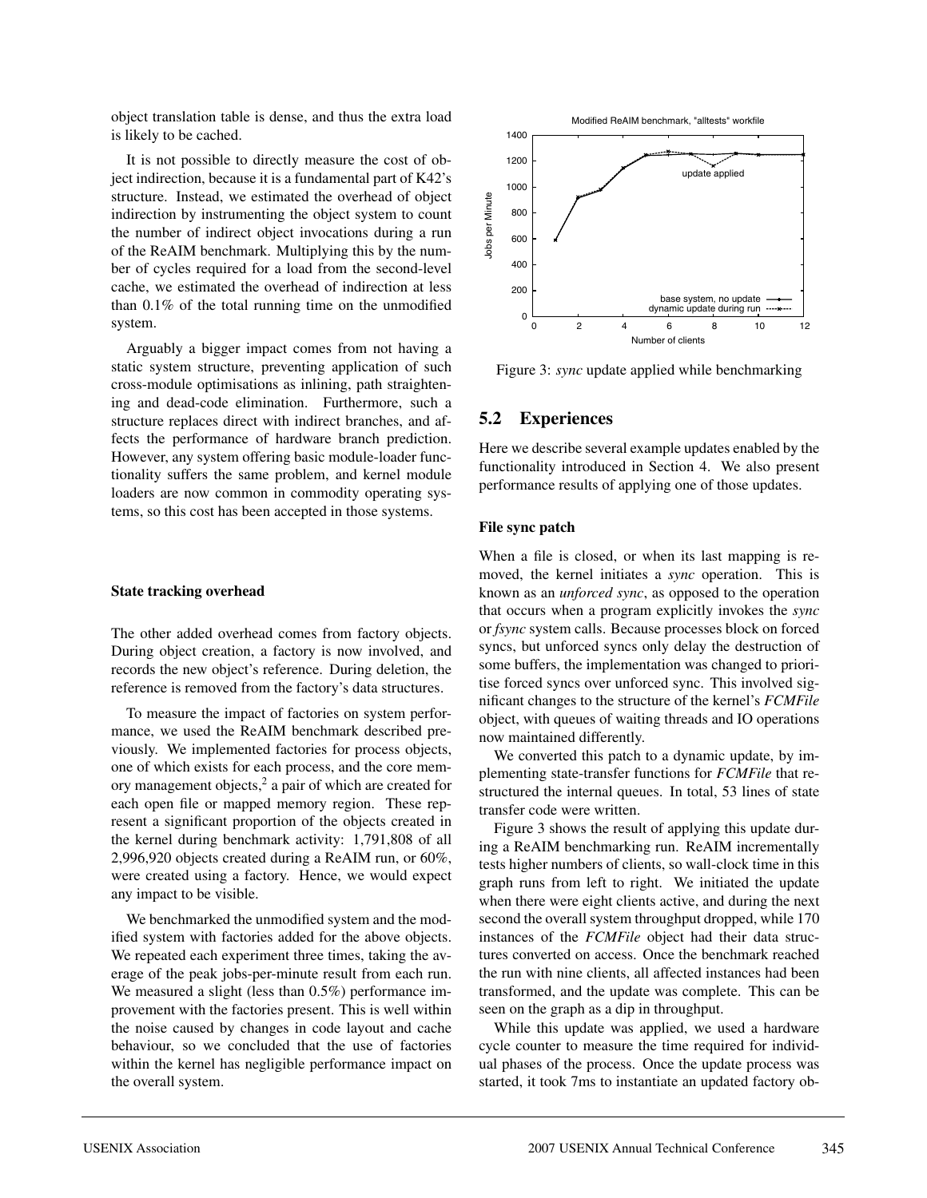object translation table is dense, and thus the extra load is likely to be cached.

It is not possible to directly measure the cost of object indirection, because it is a fundamental part of K42's structure. Instead, we estimated the overhead of object indirection by instrumenting the object system to count the number of indirect object invocations during a run of the ReAIM benchmark. Multiplying this by the number of cycles required for a load from the second-level cache, we estimated the overhead of indirection at less than 0.1% of the total running time on the unmodified system.

Arguably a bigger impact comes from not having a static system structure, preventing application of such cross-module optimisations as inlining, path straightening and dead-code elimination. Furthermore, such a structure replaces direct with indirect branches, and affects the performance of hardware branch prediction. However, any system offering basic module-loader functionality suffers the same problem, and kernel module loaders are now common in commodity operating systems, so this cost has been accepted in those systems.

#### State tracking overhead

The other added overhead comes from factory objects. During object creation, a factory is now involved, and records the new object's reference. During deletion, the reference is removed from the factory's data structures.

To measure the impact of factories on system performance, we used the ReAIM benchmark described previously. We implemented factories for process objects, one of which exists for each process, and the core memory management objects,[2] a pair of which are created for each open file or mapped memory region. These represent a significant proportion of the objects created in the kernel during benchmark activity: 1,791,808 of all 2,996,920 objects created during a ReAIM run, or 60%, were created using a factory. Hence, we would expect any impact to be visible.

We benchmarked the unmodified system and the modified system with factories added for the above objects. We repeated each experiment three times, taking the average of the peak jobs-per-minute result from each run. We measured a slight (less than 0.5%) performance improvement with the factories present. This is well within the noise caused by changes in code layout and cache behaviour, so we concluded that the use of factories within the kernel has negligible performance impact on the overall system.

Figure 3: *sync* update applied while benchmarking

### 5.2 Experiences

Here we describe several example updates enabled by the functionality introduced in Section 4. We also present performance results of applying one of those updates.

#### File sync patch

When a file is closed, or when its last mapping is removed, the kernel initiates a *sync* operation. This is known as an *unforced sync*, as opposed to the operation that occurs when a program explicitly invokes the *sync* or *fsync* system calls. Because processes block on forced syncs, but unforced syncs only delay the destruction of some buffers, the implementation was changed to prioritise forced syncs over unforced sync. This involved significant changes to the structure of the kernel's *FCMFile* object, with queues of waiting threads and IO operations now maintained differently.

We converted this patch to a dynamic update, by implementing state-transfer functions for *FCMFile* that restructured the internal queues. In total, 53 lines of state transfer code were written.

Figure 3 shows the result of applying this update during a ReAIM benchmarking run. ReAIM incrementally tests higher numbers of clients, so wall-clock time in this graph runs from left to right. We initiated the update when there were eight clients active, and during the next second the overall system throughput dropped, while 170 instances of the *FCMFile* object had their data structures converted on access. Once the benchmark reached the run with nine clients, all affected instances had been transformed, and the update was complete. This can be seen on the graph as a dip in throughput.

While this update was applied, we used a hardware cycle counter to measure the time required for individual phases of the process. Once the update process was started, it took 7ms to instantiate an updated factory ob-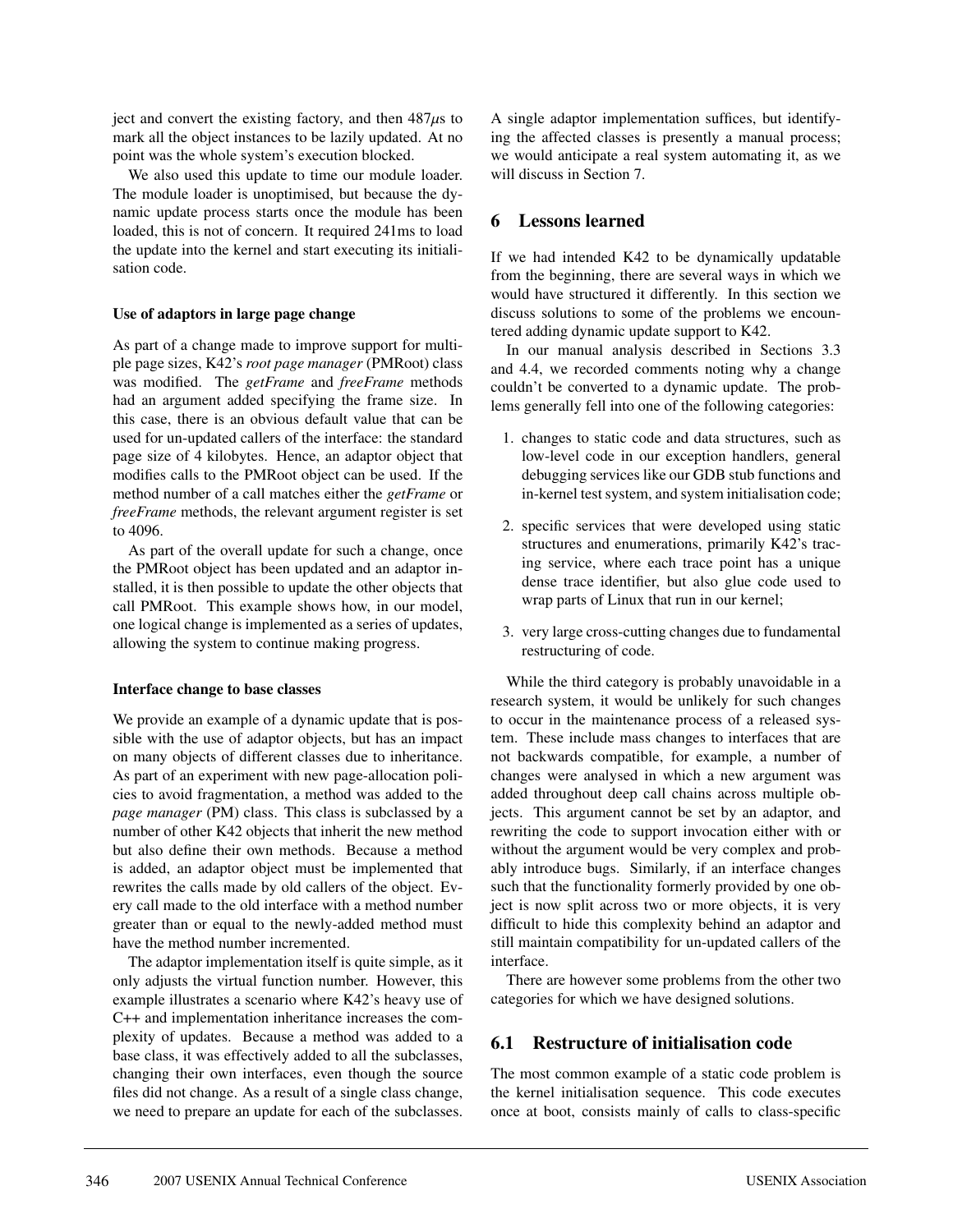ject and convert the existing factory, and then 487$\mu$s to mark all the object instances to be lazily updated. At no point was the whole system's execution blocked.

We also used this update to time our module loader. The module loader is unoptimised, but because the dynamic update process starts once the module has been loaded, this is not of concern. It required 241ms to load the update into the kernel and start executing its initialisation code.

#### Use of adaptors in large page change

As part of a change made to improve support for multiple page sizes, K42's *root page manager* (PMRoot) class was modified. The *getFrame* and *freeFrame* methods had an argument added specifying the frame size. In this case, there is an obvious default value that can be used for un-updated callers of the interface: the standard page size of 4 kilobytes. Hence, an adaptor object that modifies calls to the PMRoot object can be used. If the method number of a call matches either the *getFrame* or *freeFrame* methods, the relevant argument register is set to 4096.

As part of the overall update for such a change, once the PMRoot object has been updated and an adaptor installed, it is then possible to update the other objects that call PMRoot. This example shows how, in our model, one logical change is implemented as a series of updates, allowing the system to continue making progress.

#### Interface change to base classes

We provide an example of a dynamic update that is possible with the use of adaptor objects, but has an impact on many objects of different classes due to inheritance. As part of an experiment with new page-allocation policies to avoid fragmentation, a method was added to the *page manager* (PM) class. This class is subclassed by a number of other K42 objects that inherit the new method but also define their own methods. Because a method is added, an adaptor object must be implemented that rewrites the calls made by old callers of the object. Every call made to the old interface with a method number greater than or equal to the newly-added method must have the method number incremented.

The adaptor implementation itself is quite simple, as it only adjusts the virtual function number. However, this example illustrates a scenario where K42's heavy use of C++ and implementation inheritance increases the complexity of updates. Because a method was added to a base class, it was effectively added to all the subclasses, changing their own interfaces, even though the source files did not change. As a result of a single class change, we need to prepare an update for each of the subclasses. A single adaptor implementation suffices, but identifying the affected classes is presently a manual process; we would anticipate a real system automating it, as we will discuss in Section 7.

## 6 Lessons learned

If we had intended K42 to be dynamically updatable from the beginning, there are several ways in which we would have structured it differently. In this section we discuss solutions to some of the problems we encountered adding dynamic update support to K42.

In our manual analysis described in Sections 3.3 and 4.4, we recorded comments noting why a change couldn't be converted to a dynamic update. The problems generally fell into one of the following categories:

1. changes to static code and data structures, such as low-level code in our exception handlers, general debugging services like our GDB stub functions and in-kernel test system, and system initialisation code;
2. specific services that were developed using static structures and enumerations, primarily K42's tracing service, where each trace point has a unique dense trace identifier, but also glue code used to wrap parts of Linux that run in our kernel;
3. very large cross-cutting changes due to fundamental restructuring of code.

While the third category is probably unavoidable in a research system, it would be unlikely for such changes to occur in the maintenance process of a released system. These include mass changes to interfaces that are not backwards compatible, for example, a number of changes were analysed in which a new argument was added throughout deep call chains across multiple objects. This argument cannot be set by an adaptor, and rewriting the code to support invocation either with or without the argument would be very complex and probably introduce bugs. Similarly, if an interface changes such that the functionality formerly provided by one object is now split across two or more objects, it is very difficult to hide this complexity behind an adaptor and still maintain compatibility for un-updated callers of the interface.

There are however some problems from the other two categories for which we have designed solutions.

### 6.1 Restructure of initialisation code

The most common example of a static code problem is the kernel initialisation sequence. This code executes once at boot, consists mainly of calls to class-specific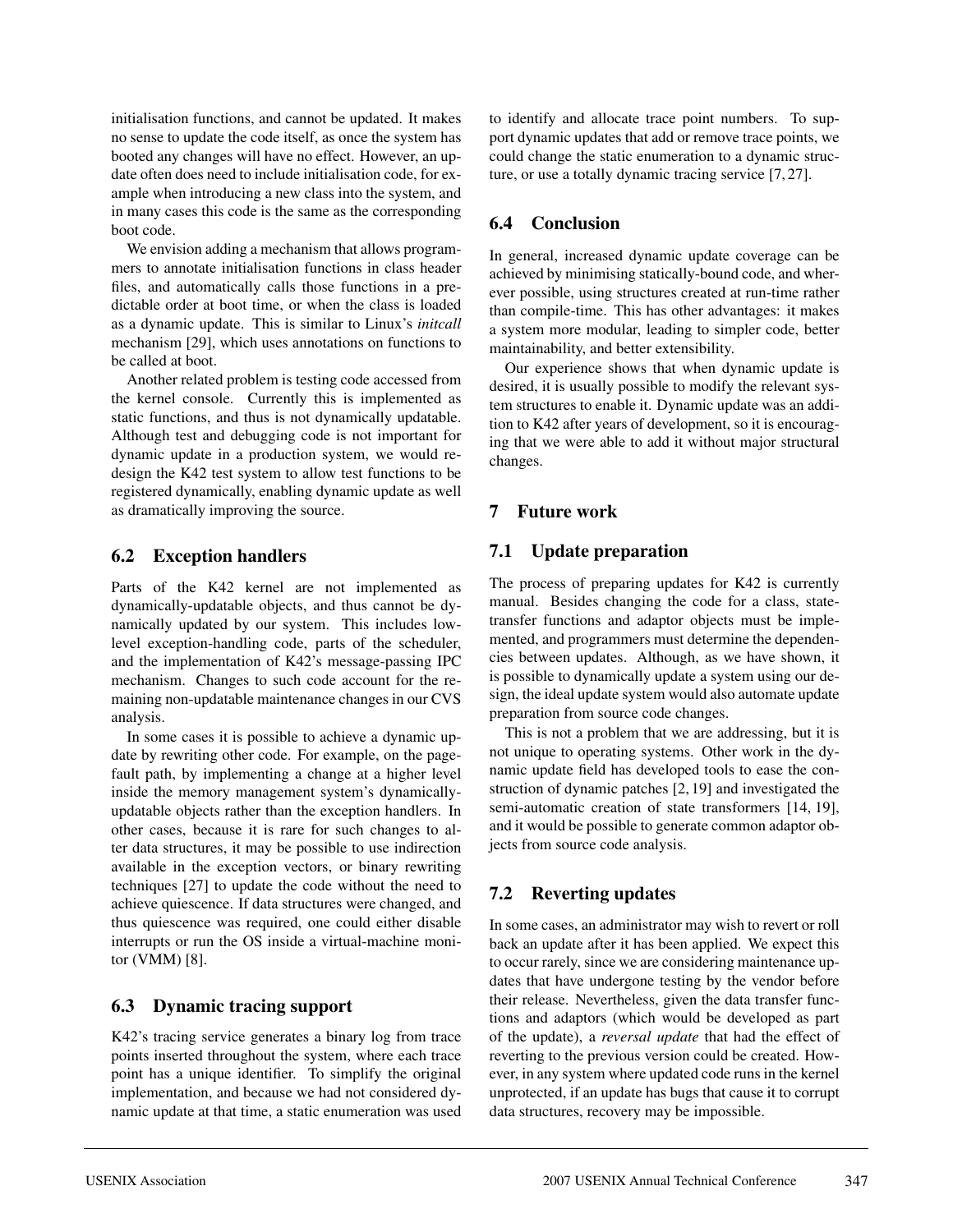initialisation functions, and cannot be updated. It makes no sense to update the code itself, as once the system has booted any changes will have no effect. However, an update often does need to include initialisation code, for example when introducing a new class into the system, and in many cases this code is the same as the corresponding boot code.

We envision adding a mechanism that allows programmers to annotate initialisation functions in class header files, and automatically calls those functions in a predictable order at boot time, or when the class is loaded as a dynamic update. This is similar to Linux's *initcall* mechanism [29], which uses annotations on functions to be called at boot.

Another related problem is testing code accessed from the kernel console. Currently this is implemented as static functions, and thus is not dynamically updatable. Although test and debugging code is not important for dynamic update in a production system, we would redesign the K42 test system to allow test functions to be registered dynamically, enabling dynamic update as well as dramatically improving the source.

## 6.2 Exception handlers

Parts of the K42 kernel are not implemented as dynamically-updatable objects, and thus cannot be dynamically updated by our system. This includes low-level exception-handling code, parts of the scheduler, and the implementation of K42's message-passing IPC mechanism. Changes to such code account for the remaining non-updatable maintenance changes in our CVS analysis.

In some cases it is possible to achieve a dynamic update by rewriting other code. For example, on the page-fault path, by implementing a change at a higher level inside the memory management system's dynamically-updatable objects rather than the exception handlers. In other cases, because it is rare for such changes to alter data structures, it may be possible to use indirection available in the exception vectors, or binary rewriting techniques [27] to update the code without the need to achieve quiescence. If data structures were changed, and thus quiescence was required, one could either disable interrupts or run the OS inside a virtual-machine monitor (VMM) [8].

## 6.3 Dynamic tracing support

K42's tracing service generates a binary log from trace points inserted throughout the system, where each trace point has a unique identifier. To simplify the original implementation, and because we had not considered dynamic update at that time, a static enumeration was used to identify and allocate trace point numbers. To support dynamic updates that add or remove trace points, we could change the static enumeration to a dynamic structure, or use a totally dynamic tracing service [7, 27].

## 6.4 Conclusion

In general, increased dynamic update coverage can be achieved by minimising statically-bound code, and wherever possible, using structures created at run-time rather than compile-time. This has other advantages: it makes a system more modular, leading to simpler code, better maintainability, and better extensibility.

Our experience shows that when dynamic update is desired, it is usually possible to modify the relevant system structures to enable it. Dynamic update was an addition to K42 after years of development, so it is encouraging that we were able to add it without major structural changes.

# 7 Future work

## 7.1 Update preparation

The process of preparing updates for K42 is currently manual. Besides changing the code for a class, state-transfer functions and adaptor objects must be implemented, and programmers must determine the dependencies between updates. Although, as we have shown, it is possible to dynamically update a system using our design, the ideal update system would also automate update preparation from source code changes.

This is not a problem that we are addressing, but it is not unique to operating systems. Other work in the dynamic update field has developed tools to ease the construction of dynamic patches [2, 19] and investigated the semi-automatic creation of state transformers [14, 19], and it would be possible to generate common adaptor objects from source code analysis.

## 7.2 Reverting updates

In some cases, an administrator may wish to revert or roll back an update after it has been applied. We expect this to occur rarely, since we are considering maintenance updates that have undergone testing by the vendor before their release. Nevertheless, given the data transfer functions and adaptors (which would be developed as part of the update), a *reversal update* that had the effect of reverting to the previous version could be created. However, in any system where updated code runs in the kernel unprotected, if an update has bugs that cause it to corrupt data structures, recovery may be impossible.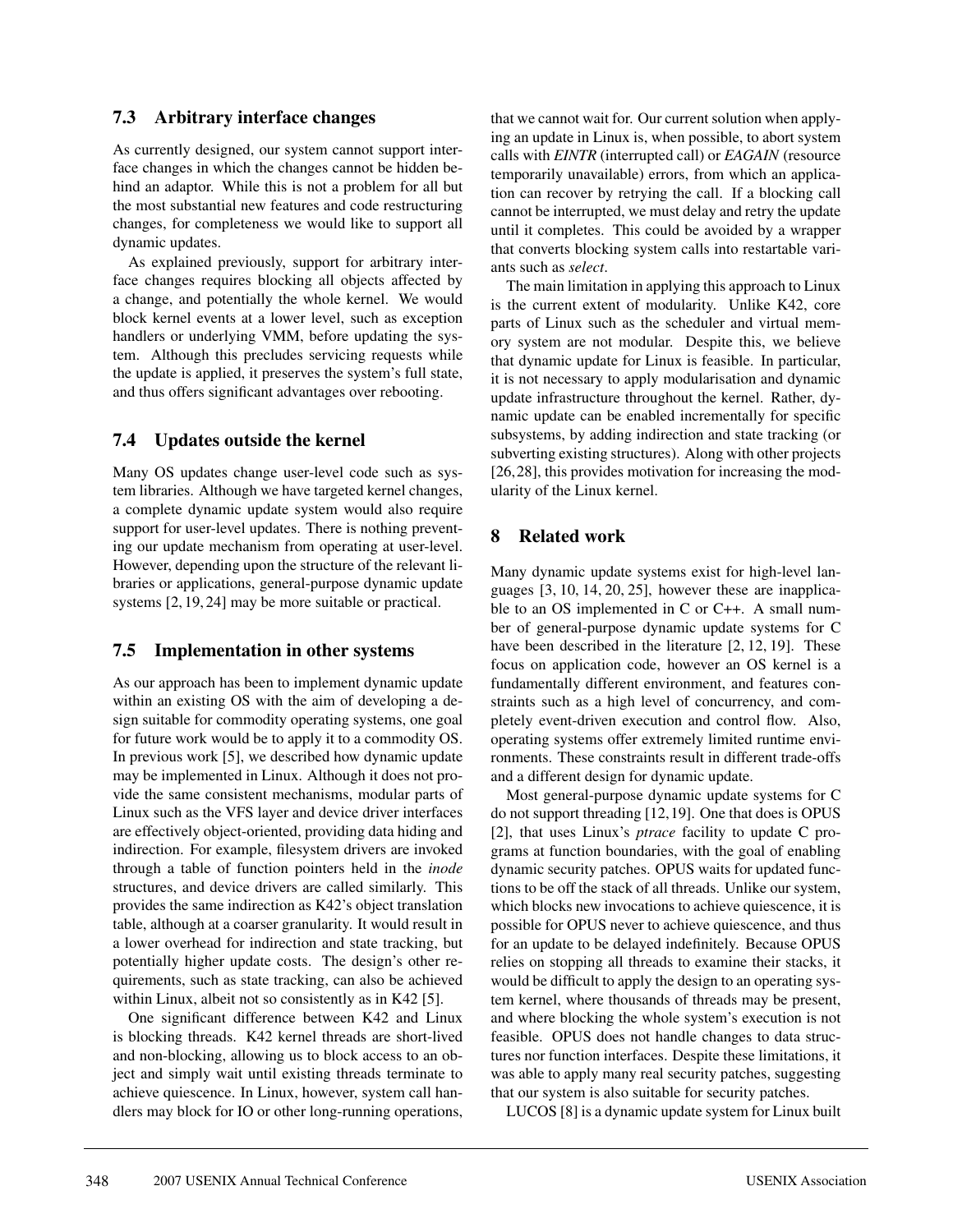## 7.3 Arbitrary interface changes

As currently designed, our system cannot support interface changes in which the changes cannot be hidden behind an adaptor. While this is not a problem for all but the most substantial new features and code restructuring changes, for completeness we would like to support all dynamic updates.

As explained previously, support for arbitrary interface changes requires blocking all objects affected by a change, and potentially the whole kernel. We would block kernel events at a lower level, such as exception handlers or underlying VMM, before updating the system. Although this precludes servicing requests while the update is applied, it preserves the system's full state, and thus offers significant advantages over rebooting.

## 7.4 Updates outside the kernel

Many OS updates change user-level code such as system libraries. Although we have targeted kernel changes, a complete dynamic update system would also require support for user-level updates. There is nothing preventing our update mechanism from operating at user-level. However, depending upon the structure of the relevant libraries or applications, general-purpose dynamic update systems [2, 19, 24] may be more suitable or practical.

## 7.5 Implementation in other systems

As our approach has been to implement dynamic update within an existing OS with the aim of developing a design suitable for commodity operating systems, one goal for future work would be to apply it to a commodity OS. In previous work [5], we described how dynamic update may be implemented in Linux. Although it does not provide the same consistent mechanisms, modular parts of Linux such as the VFS layer and device driver interfaces are effectively object-oriented, providing data hiding and indirection. For example, filesystem drivers are invoked through a table of function pointers held in the *inode* structures, and device drivers are called similarly. This provides the same indirection as K42's object translation table, although at a coarser granularity. It would result in a lower overhead for indirection and state tracking, but potentially higher update costs. The design's other requirements, such as state tracking, can also be achieved within Linux, albeit not so consistently as in K42 [5].

One significant difference between K42 and Linux is blocking threads. K42 kernel threads are short-lived and non-blocking, allowing us to block access to an object and simply wait until existing threads terminate to achieve quiescence. In Linux, however, system call handlers may block for IO or other long-running operations, that we cannot wait for. Our current solution when applying an update in Linux is, when possible, to abort system calls with *EINTR* (interrupted call) or *EAGAIN* (resource temporarily unavailable) errors, from which an application can recover by retrying the call. If a blocking call cannot be interrupted, we must delay and retry the update until it completes. This could be avoided by a wrapper that converts blocking system calls into restartable variants such as *select*.

The main limitation in applying this approach to Linux is the current extent of modularity. Unlike K42, core parts of Linux such as the scheduler and virtual memory system are not modular. Despite this, we believe that dynamic update for Linux is feasible. In particular, it is not necessary to apply modularisation and dynamic update infrastructure throughout the kernel. Rather, dynamic update can be enabled incrementally for specific subsystems, by adding indirection and state tracking (or subverting existing structures). Along with other projects [26, 28], this provides motivation for increasing the modularity of the Linux kernel.

# 8 Related work

Many dynamic update systems exist for high-level languages [3, 10, 14, 20, 25], however these are inapplicable to an OS implemented in C or C++. A small number of general-purpose dynamic update systems for C have been described in the literature [2, 12, 19]. These focus on application code, however an OS kernel is a fundamentally different environment, and features constraints such as a high level of concurrency, and completely event-driven execution and control flow. Also, operating systems offer extremely limited runtime environments. These constraints result in different trade-offs and a different design for dynamic update.

Most general-purpose dynamic update systems for C do not support threading [12, 19]. One that does is OPUS [2], that uses Linux's *ptrace* facility to update C programs at function boundaries, with the goal of enabling dynamic security patches. OPUS waits for updated functions to be off the stack of all threads. Unlike our system, which blocks new invocations to achieve quiescence, it is possible for OPUS never to achieve quiescence, and thus for an update to be delayed indefinitely. Because OPUS relies on stopping all threads to examine their stacks, it would be difficult to apply the design to an operating system kernel, where thousands of threads may be present, and where blocking the whole system's execution is not feasible. OPUS does not handle changes to data structures nor function interfaces. Despite these limitations, it was able to apply many real security patches, suggesting that our system is also suitable for security patches.

LUCOS [8] is a dynamic update system for Linux built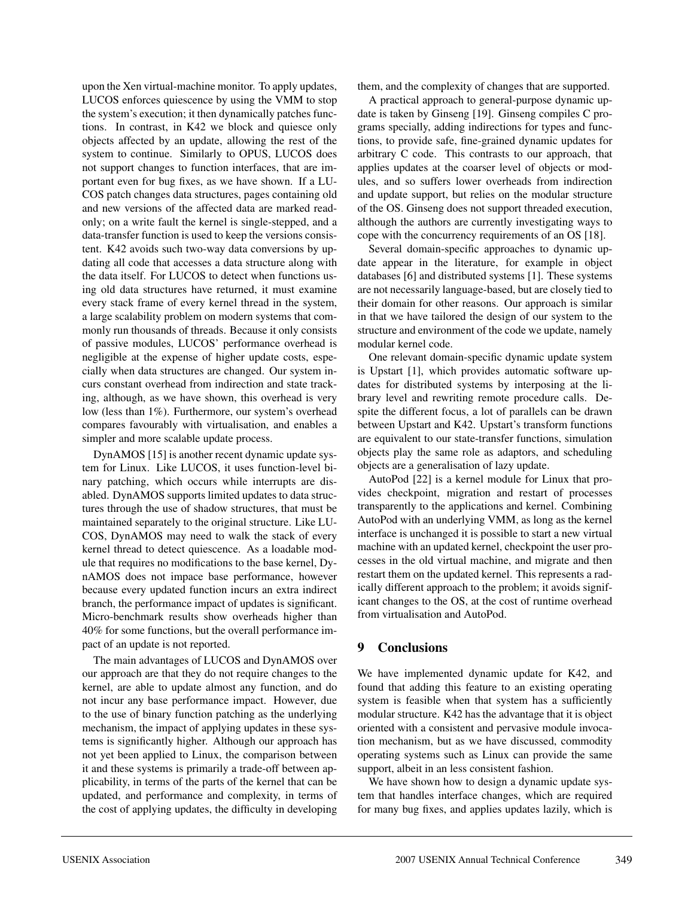upon the Xen virtual-machine monitor. To apply updates, LUCOS enforces quiescence by using the VMM to stop the system's execution; it then dynamically patches functions. In contrast, in K42 we block and quiesce only objects affected by an update, allowing the rest of the system to continue. Similarly to OPUS, LUCOS does not support changes to function interfaces, that are important even for bug fixes, as we have shown. If a LUCOS patch changes data structures, pages containing old and new versions of the affected data are marked read-only; on a write fault the kernel is single-stepped, and a data-transfer function is used to keep the versions consistent. K42 avoids such two-way data conversions by updating all code that accesses a data structure along with the data itself. For LUCOS to detect when functions using old data structures have returned, it must examine every stack frame of every kernel thread in the system, a large scalability problem on modern systems that commonly run thousands of threads. Because it only consists of passive modules, LUCOS' performance overhead is negligible at the expense of higher update costs, especially when data structures are changed. Our system incurs constant overhead from indirection and state tracking, although, as we have shown, this overhead is very low (less than 1%). Furthermore, our system's overhead compares favourably with virtualisation, and enables a simpler and more scalable update process.

DynAMOS [15] is another recent dynamic update system for Linux. Like LUCOS, it uses function-level binary patching, which occurs while interrupts are disabled. DynAMOS supports limited updates to data structures through the use of shadow structures, that must be maintained separately to the original structure. Like LUCOS, DynAMOS may need to walk the stack of every kernel thread to detect quiescence. As a loadable module that requires no modifications to the base kernel, DynAMOS does not impace base performance, however because every updated function incurs an extra indirect branch, the performance impact of updates is significant. Micro-benchmark results show overheads higher than 40% for some functions, but the overall performance impact of an update is not reported.

The main advantages of LUCOS and DynAMOS over our approach are that they do not require changes to the kernel, are able to update almost any function, and do not incur any base performance impact. However, due to the use of binary function patching as the underlying mechanism, the impact of applying updates in these systems is significantly higher. Although our approach has not yet been applied to Linux, the comparison between it and these systems is primarily a trade-off between applicability, in terms of the parts of the kernel that can be updated, and performance and complexity, in terms of the cost of applying updates, the difficulty in developing them, and the complexity of changes that are supported.

A practical approach to general-purpose dynamic update is taken by Ginseng [19]. Ginseng compiles C programs specially, adding indirections for types and functions, to provide safe, fine-grained dynamic updates for arbitrary C code. This contrasts to our approach, that applies updates at the coarser level of objects or modules, and so suffers lower overheads from indirection and update support, but relies on the modular structure of the OS. Ginseng does not support threaded execution, although the authors are currently investigating ways to cope with the concurrency requirements of an OS [18].

Several domain-specific approaches to dynamic update appear in the literature, for example in object databases [6] and distributed systems [1]. These systems are not necessarily language-based, but are closely tied to their domain for other reasons. Our approach is similar in that we have tailored the design of our system to the structure and environment of the code we update, namely modular kernel code.

One relevant domain-specific dynamic update system is Upstart [1], which provides automatic software updates for distributed systems by interposing at the library level and rewriting remote procedure calls. Despite the different focus, a lot of parallels can be drawn between Upstart and K42. Upstart's transform functions are equivalent to our state-transfer functions, simulation objects play the same role as adaptors, and scheduling objects are a generalisation of lazy update.

AutoPod [22] is a kernel module for Linux that provides checkpoint, migration and restart of processes transparently to the applications and kernel. Combining AutoPod with an underlying VMM, as long as the kernel interface is unchanged it is possible to start a new virtual machine with an updated kernel, checkpoint the user processes in the old virtual machine, and migrate and then restart them on the updated kernel. This represents a radically different approach to the problem; it avoids significant changes to the OS, at the cost of runtime overhead from virtualisation and AutoPod.

## 9 Conclusions

We have implemented dynamic update for K42, and found that adding this feature to an existing operating system is feasible when that system has a sufficiently modular structure. K42 has the advantage that it is object oriented with a consistent and pervasive module invocation mechanism, but as we have discussed, commodity operating systems such as Linux can provide the same support, albeit in an less consistent fashion.

We have shown how to design a dynamic update system that handles interface changes, which are required for many bug fixes, and applies updates lazily, which is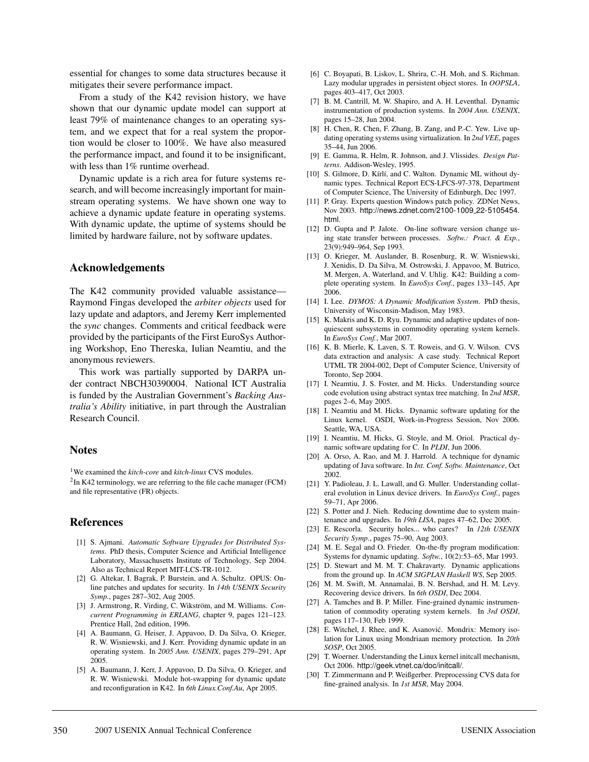essential for changes to some data structures because it mitigates their severe performance impact.

From a study of the K42 revision history, we have shown that our dynamic update model can support at least 79% of maintenance changes to an operating system, and we expect that for a real system the proportion would be closer to 100%. We have also measured the performance impact, and found it to be insignificant, with less than 1% runtime overhead.

Dynamic update is a rich area for future systems research, and will become increasingly important for mainstream operating systems. We have shown one way to achieve a dynamic update feature in operating systems. With dynamic update, the uptime of systems should be limited by hardware failure, not by software updates.

## Acknowledgements

The K42 community provided valuable assistance—Raymond Fingas developed the *arbiter objects* used for lazy update and adaptors, and Jeremy Kerr implemented the *sync* changes. Comments and critical feedback were provided by the participants of the First EuroSys Authoring Workshop, Eno Thereska, Iulian Neamtiu, and the anonymous reviewers.

This work was partially supported by DARPA under contract NBCH30390004. National ICT Australia is funded by the Australian Government's *Backing Australia's Ability* initiative, in part through the Australian Research Council.

## Notes

[1] We examined the *kitch-core* and *kitch-linux* CVS modules.

[2] In K42 terminology, we are referring to the file cache manager (FCM) and file representative (FR) objects.

## References

[1] S. Ajmani. *Automatic Software Upgrades for Distributed Systems*. PhD thesis, Computer Science and Artificial Intelligence Laboratory, Massachusetts Institute of Technology, Sep 2004. Also as Technical Report MIT-LCS-TR-1012.

[2] G. Altekar, I. Bagrak, P. Burstein, and A. Schultz. OPUS: Online patches and updates for security. In *14th USENIX Security Symp.*, pages 287–302, Aug 2005.

[3] J. Armstrong, R. Virding, C. Wikström, and M. Williams. *Concurrent Programming in ERLANG*, chapter 9, pages 121–123. Prentice Hall, 2nd edition, 1996.

[4] A. Baumann, G. Heiser, J. Appavoo, D. Da Silva, O. Krieger, R. W. Wisniewski, and J. Kerr. Providing dynamic update in an operating system. In *2005 Ann. USENIX*, pages 279–291, Apr 2005.

[5] A. Baumann, J. Kerr, J. Appavoo, D. Da Silva, O. Krieger, and R. W. Wisniewski. Module hot-swapping for dynamic update and reconfiguration in K42. In *6th Linux.Conf.Au*, Apr 2005.

[6] C. Boyapati, B. Liskov, L. Shrira, C.-H. Moh, and S. Richman. Lazy modular upgrades in persistent object stores. In *OOPSLA*, pages 403–417, Oct 2003.

[7] B. M. Cantrill, M. W. Shapiro, and A. H. Leventhal. Dynamic instrumentation of production systems. In *2004 Ann. USENIX*, pages 15–28, Jun 2004.

[8] H. Chen, R. Chen, F. Zhang, B. Zang, and P.-C. Yew. Live updating operating systems using virtualization. In *2nd VEE*, pages 35–44, Jun 2006.

[9] E. Gamma, R. Helm, R. Johnson, and J. Vlissides. *Design Patterns*. Addison-Wesley, 1995.

[10] S. Gilmore, D. Kírlí, and C. Walton. Dynamic ML without dynamic types. Technical Report ECS-LFCS-97-378, Department of Computer Science, The University of Edinburgh, Dec 1997.

[11] P. Gray. Experts question Windows patch policy. ZDNet News, Nov 2003. http://news.zdnet.com/2100-1009_22-5105454.html.

[12] D. Gupta and P. Jalote. On-line software version change using state transfer between processes. *Softw.: Pract. & Exp.*, 23(9):949–964, Sep 1993.

[13] O. Krieger, M. Auslander, B. Rosenburg, R. W. Wisniewski, J. Xenidis, D. Da Silva, M. Ostrowski, J. Appavoo, M. Butrico, M. Mergen, A. Waterland, and V. Uhlig. K42: Building a complete operating system. In *EuroSys Conf.*, pages 133–145, Apr 2006.

[14] I. Lee. *DYMOS: A Dynamic Modification System*. PhD thesis, University of Wisconsin-Madison, May 1983.

[15] K. Makris and K. D. Ryu. Dynamic and adaptive updates of non-quiescent subsystems in commodity operating system kernels. In *EuroSys Conf.*, Mar 2007.

[16] K. B. Mierle, K. Laven, S. T. Roweis, and G. V. Wilson. CVS data extraction and analysis: A case study. Technical Report UTML TR 2004-002, Dept of Computer Science, University of Toronto, Sep 2004.

[17] I. Neamtiu, J. S. Foster, and M. Hicks. Understanding source code evolution using abstract syntax tree matching. In *2nd MSR*, pages 2–6, May 2005.

[18] I. Neamtiu and M. Hicks. Dynamic software updating for the Linux kernel. OSDI, Work-in-Progress Session, Nov 2006. Seattle, WA, USA.

[19] I. Neamtiu, M. Hicks, G. Stoyle, and M. Oriol. Practical dynamic software updating for C. In *PLDI*, Jun 2006.

[20] A. Orso, A. Rao, and M. J. Harrold. A technique for dynamic updating of Java software. In *Int. Conf. Softw. Maintenance*, Oct 2002.

[21] Y. Padioleau, J. L. Lawall, and G. Muller. Understanding collateral evolution in Linux device drivers. In *EuroSys Conf.*, pages 59–71, Apr 2006.

[22] S. Potter and J. Nieh. Reducing downtime due to system maintenance and upgrades. In *19th LISA*, pages 47–62, Dec 2005.

[23] E. Rescorla. Security holes... who cares? In *12th USENIX Security Symp.*, pages 75–90, Aug 2003.

[24] M. E. Segal and O. Frieder. On-the-fly program modification: Systems for dynamic updating. *Softw.*, 10(2):53–65, Mar 1993.

[25] D. Stewart and M. M. T. Chakravarty. Dynamic applications from the ground up. In *ACM SIGPLAN Haskell WS*, Sep 2005.

[26] M. M. Swift, M. Annamalai, B. N. Bershad, and H. M. Levy. Recovering device drivers. In *6th OSDI*, Dec 2004.

[27] A. Tamches and B. P. Miller. Fine-grained dynamic instrumentation of commodity operating system kernels. In *3rd OSDI*, pages 117–130, Feb 1999.

[28] E. Witchel, J. Rhee, and K. Asanović. Mondrix: Memory isolation for Linux using Mondriaan memory protection. In *20th SOSP*, Oct 2005.

[29] T. Woerner. Understanding the Linux kernel initcall mechanism, Oct 2006. http://geek.vtnet.ca/doc/initcall/.

[30] T. Zimmermann and P. Weißgerber. Preprocessing CVS data for fine-grained analysis. In *1st MSR*, May 2004.